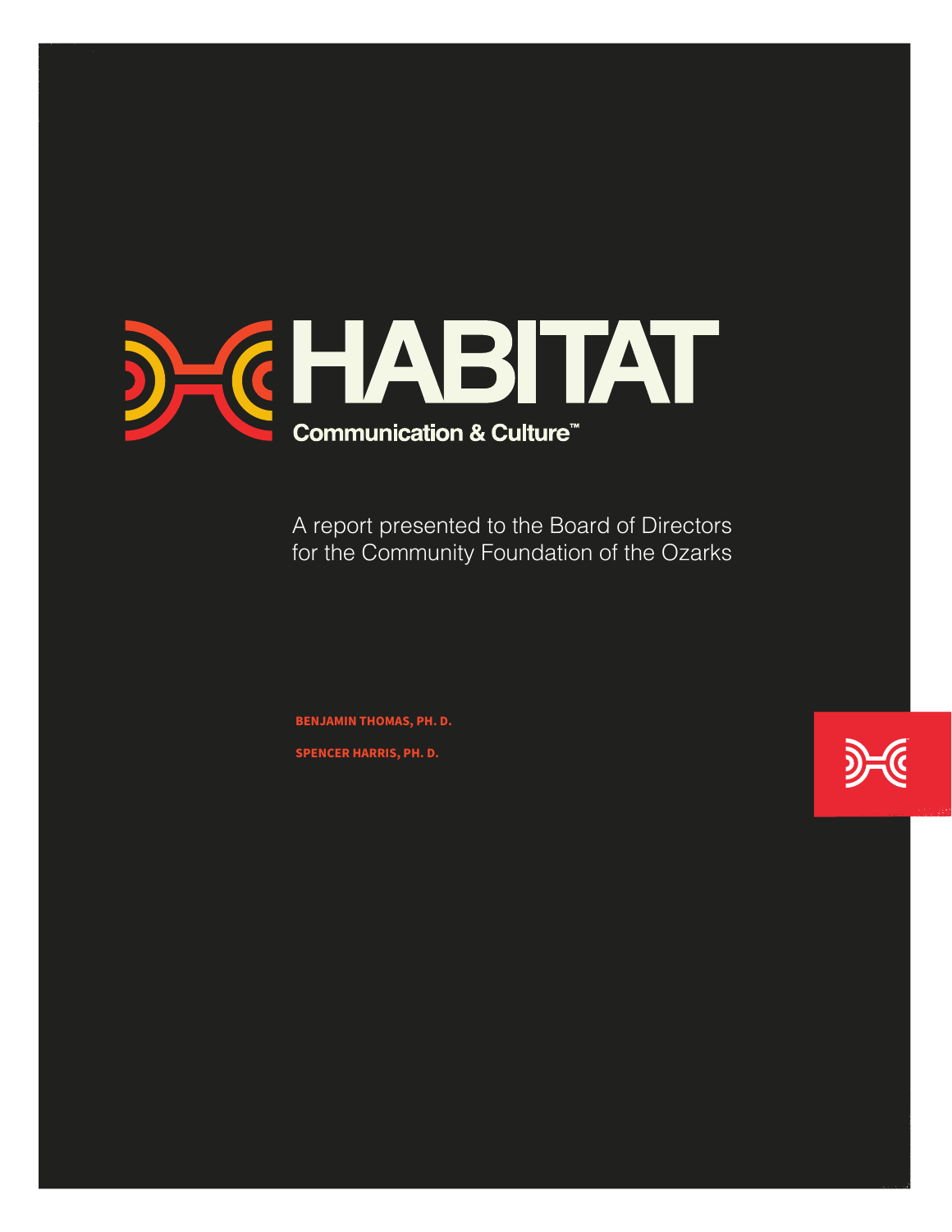# HABITAT

Communication & Culture™

A report presented to the Board of Directors for the Community Foundation of the Ozarks

**BENJAMIN THOMAS, PH. D.**

**SPENCER HARRIS, PH. D.**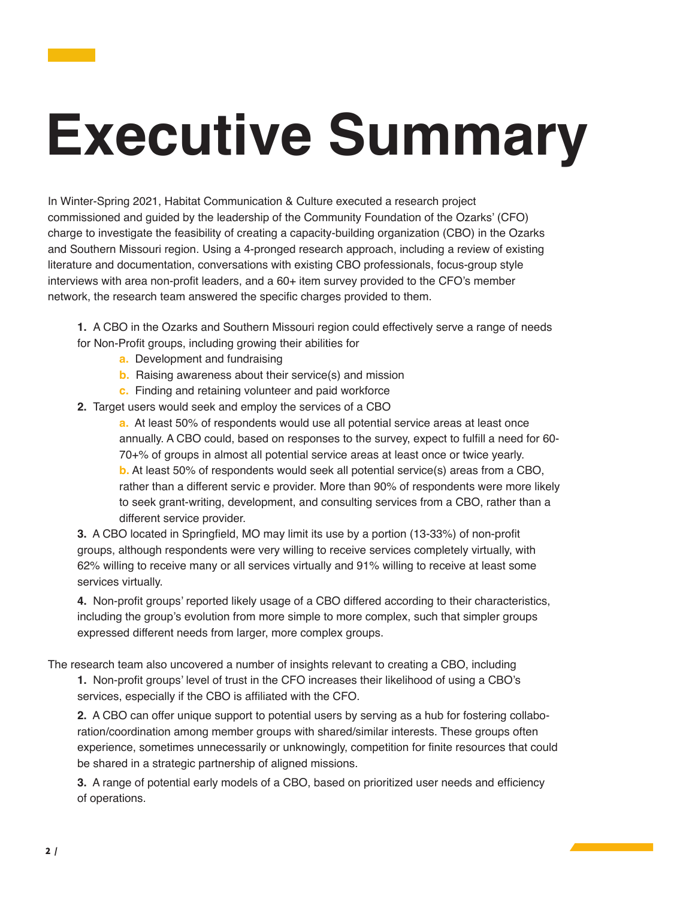# Executive Summary

In Winter-Spring 2021, Habitat Communication & Culture executed a research project commissioned and guided by the leadership of the Community Foundation of the Ozarks' (CFO) charge to investigate the feasibility of creating a capacity-building organization (CBO) in the Ozarks and Southern Missouri region. Using a 4-pronged research approach, including a review of existing literature and documentation, conversations with existing CBO professionals, focus-group style interviews with area non-profit leaders, and a 60+ item survey provided to the CFO's member network, the research team answered the specific charges provided to them.

1. A CBO in the Ozarks and Southern Missouri region could effectively serve a range of needs for Non-Profit groups, including growing their abilities for
    - a. Development and fundraising
    - b. Raising awareness about their service(s) and mission
    - c. Finding and retaining volunteer and paid workforce
2. Target users would seek and employ the services of a CBO
    - a. At least 50% of respondents would use all potential service areas at least once annually. A CBO could, based on responses to the survey, expect to fulfill a need for 60-70+% of groups in almost all potential service areas at least once or twice yearly.
    - b. At least 50% of respondents would seek all potential service(s) areas from a CBO, rather than a different servic e provider. More than 90% of respondents were more likely to seek grant-writing, development, and consulting services from a CBO, rather than a different service provider.
3. A CBO located in Springfield, MO may limit its use by a portion (13-33%) of non-profit groups, although respondents were very willing to receive services completely virtually, with 62% willing to receive many or all services virtually and 91% willing to receive at least some services virtually.
4. Non-profit groups' reported likely usage of a CBO differed according to their characteristics, including the group's evolution from more simple to more complex, such that simpler groups expressed different needs from larger, more complex groups.

The research team also uncovered a number of insights relevant to creating a CBO, including

1. Non-profit groups' level of trust in the CFO increases their likelihood of using a CBO's services, especially if the CBO is affiliated with the CFO.
2. A CBO can offer unique support to potential users by serving as a hub for fostering collaboration/coordination among member groups with shared/similar interests. These groups often experience, sometimes unnecessarily or unknowingly, competition for finite resources that could be shared in a strategic partnership of aligned missions.
3. A range of potential early models of a CBO, based on prioritized user needs and efficiency of operations.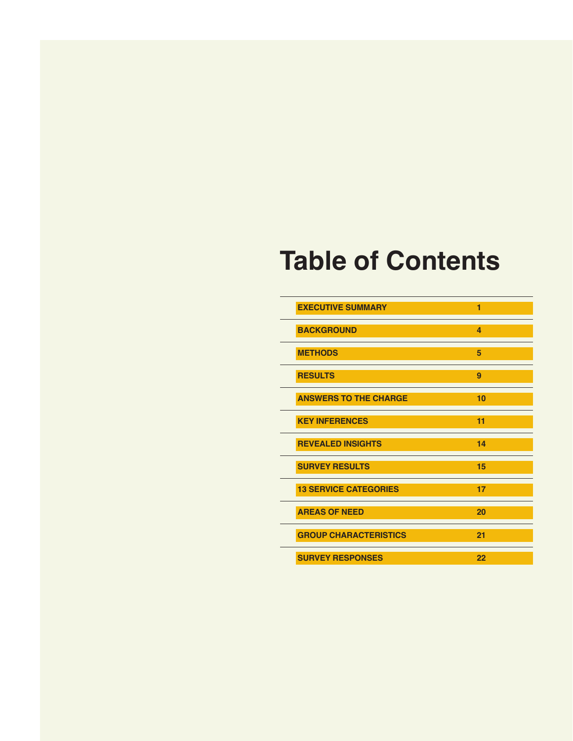# Table of Contents

| | |
|---|---|
| EXECUTIVE SUMMARY | 1 |
| BACKGROUND | 4 |
| METHODS | 5 |
| RESULTS | 9 |
| ANSWERS TO THE CHARGE | 10 |
| KEY INFERENCES | 11 |
| REVEALED INSIGHTS | 14 |
| SURVEY RESULTS | 15 |
| 13 SERVICE CATEGORIES | 17 |
| AREAS OF NEED | 20 |
| GROUP CHARACTERISTICS | 21 |
| SURVEY RESPONSES | 22 |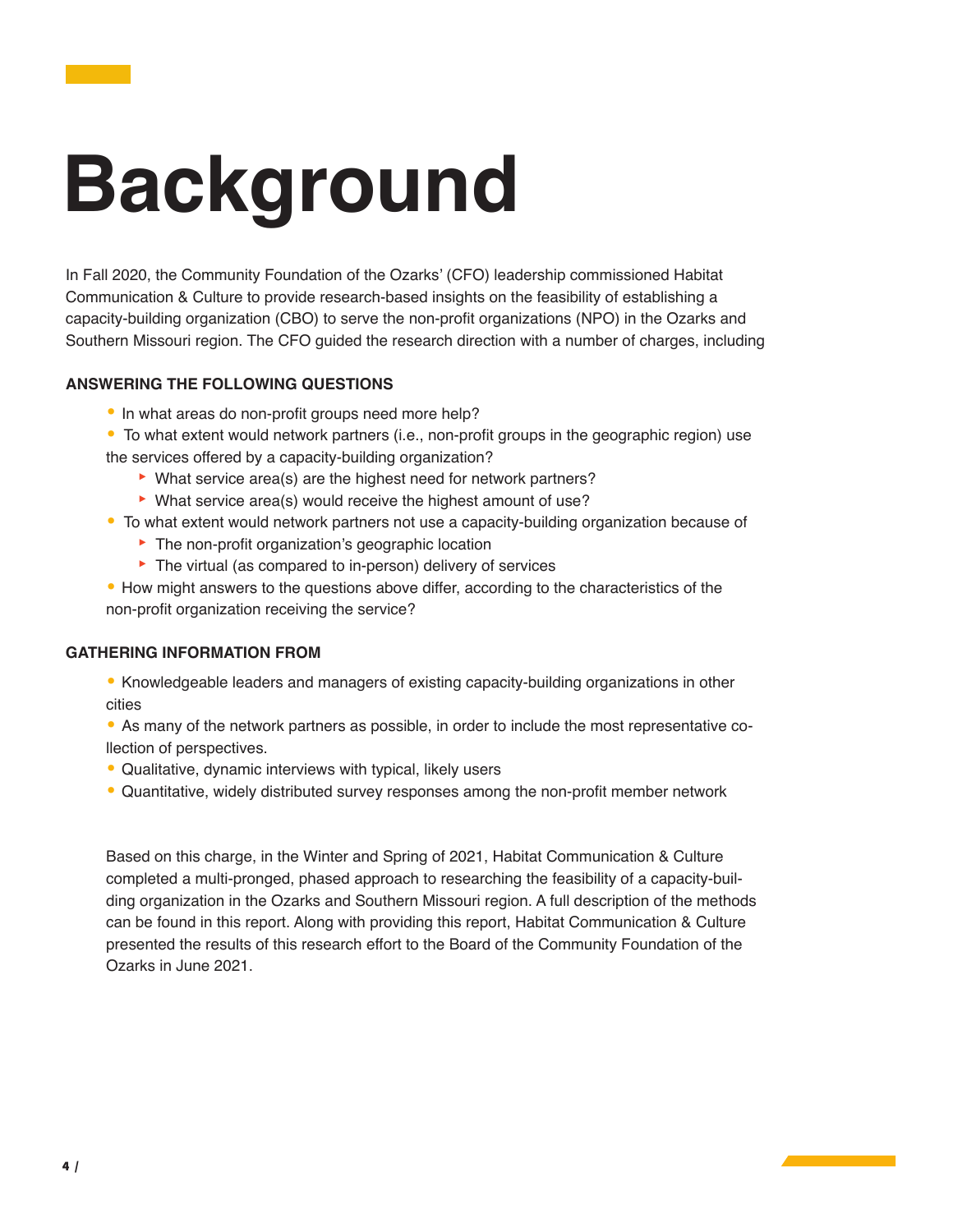# Background

In Fall 2020, the Community Foundation of the Ozarks' (CFO) leadership commissioned Habitat Communication & Culture to provide research-based insights on the feasibility of establishing a capacity-building organization (CBO) to serve the non-profit organizations (NPO) in the Ozarks and Southern Missouri region. The CFO guided the research direction with a number of charges, including

**ANSWERING THE FOLLOWING QUESTIONS**

- In what areas do non-profit groups need more help?
- To what extent would network partners (i.e., non-profit groups in the geographic region) use the services offered by a capacity-building organization?
  - What service area(s) are the highest need for network partners?
  - What service area(s) would receive the highest amount of use?
- To what extent would network partners not use a capacity-building organization because of
  - The non-profit organization's geographic location
  - The virtual (as compared to in-person) delivery of services
- How might answers to the questions above differ, according to the characteristics of the non-profit organization receiving the service?

**GATHERING INFORMATION FROM**

- Knowledgeable leaders and managers of existing capacity-building organizations in other cities
- As many of the network partners as possible, in order to include the most representative collection of perspectives.
- Qualitative, dynamic interviews with typical, likely users
- Quantitative, widely distributed survey responses among the non-profit member network

Based on this charge, in the Winter and Spring of 2021, Habitat Communication & Culture completed a multi-pronged, phased approach to researching the feasibility of a capacity-building organization in the Ozarks and Southern Missouri region. A full description of the methods can be found in this report. Along with providing this report, Habitat Communication & Culture presented the results of this research effort to the Board of the Community Foundation of the Ozarks in June 2021.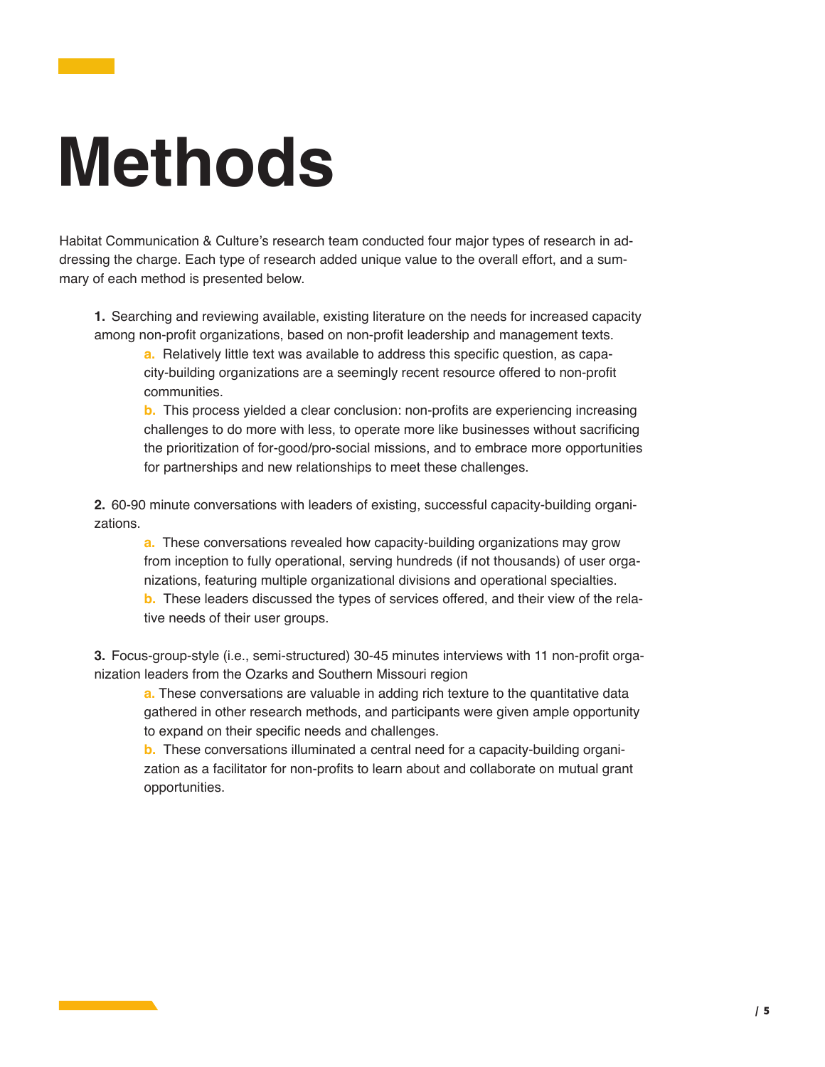# Methods

Habitat Communication & Culture's research team conducted four major types of research in addressing the charge. Each type of research added unique value to the overall effort, and a summary of each method is presented below.

1. Searching and reviewing available, existing literature on the needs for increased capacity among non-profit organizations, based on non-profit leadership and management texts.
    - a. Relatively little text was available to address this specific question, as capacity-building organizations are a seemingly recent resource offered to non-profit communities.
    - b. This process yielded a clear conclusion: non-profits are experiencing increasing challenges to do more with less, to operate more like businesses without sacrificing the prioritization of for-good/pro-social missions, and to embrace more opportunities for partnerships and new relationships to meet these challenges.

2. 60-90 minute conversations with leaders of existing, successful capacity-building organizations.
    - a. These conversations revealed how capacity-building organizations may grow from inception to fully operational, serving hundreds (if not thousands) of user organizations, featuring multiple organizational divisions and operational specialties.
    - b. These leaders discussed the types of services offered, and their view of the relative needs of their user groups.

3. Focus-group-style (i.e., semi-structured) 30-45 minutes interviews with 11 non-profit organization leaders from the Ozarks and Southern Missouri region
    - a. These conversations are valuable in adding rich texture to the quantitative data gathered in other research methods, and participants were given ample opportunity to expand on their specific needs and challenges.
    - b. These conversations illuminated a central need for a capacity-building organization as a facilitator for non-profits to learn about and collaborate on mutual grant opportunities.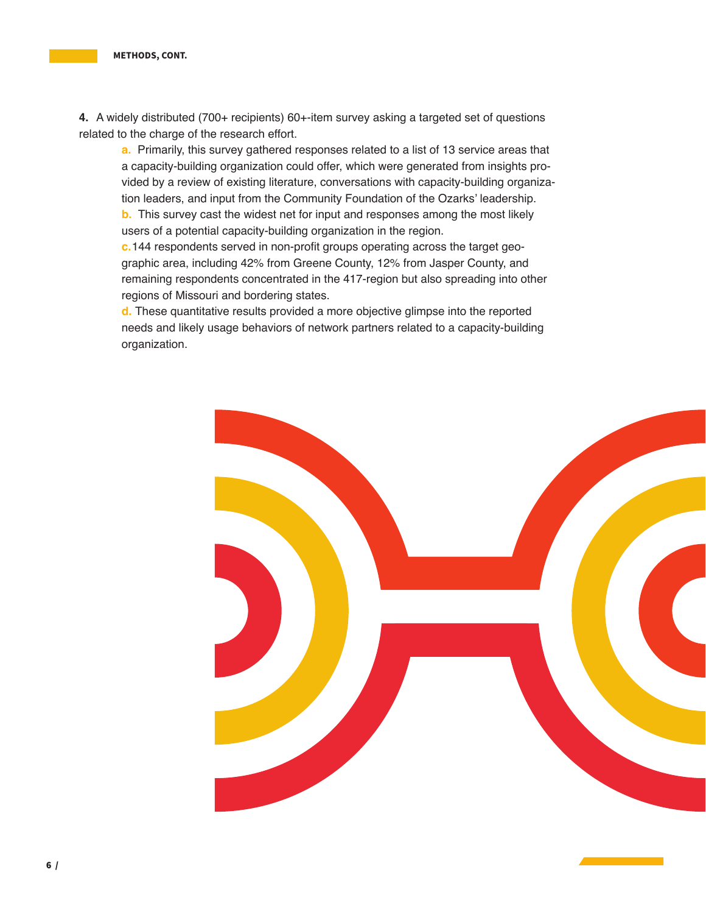**4.** A widely distributed (700+ recipients) 60+-item survey asking a targeted set of questions related to the charge of the research effort.

- **a.** Primarily, this survey gathered responses related to a list of 13 service areas that a capacity-building organization could offer, which were generated from insights provided by a review of existing literature, conversations with capacity-building organization leaders, and input from the Community Foundation of the Ozarks' leadership.
- **b.** This survey cast the widest net for input and responses among the most likely users of a potential capacity-building organization in the region.
- **c.** 144 respondents served in non-profit groups operating across the target geographic area, including 42% from Greene County, 12% from Jasper County, and remaining respondents concentrated in the 417-region but also spreading into other regions of Missouri and bordering states.
- **d.** These quantitative results provided a more objective glimpse into the reported needs and likely usage behaviors of network partners related to a capacity-building organization.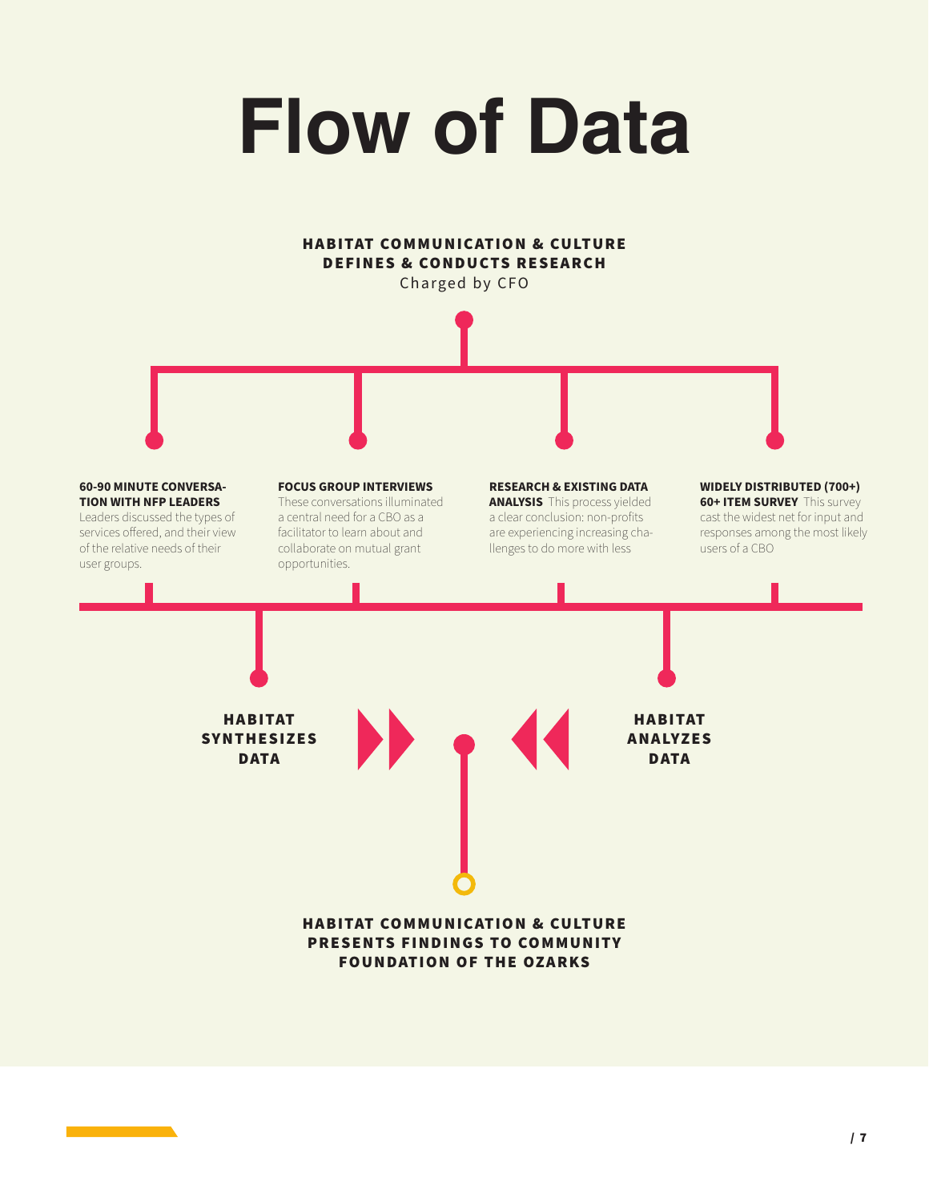# Flow of Data

**HABITAT COMMUNICATION & CULTURE DEFINES & CONDUCTS RESEARCH**
Charged by CFO

**60-90 MINUTE CONVERSATION WITH NFP LEADERS** Leaders discussed the types of services offered, and their view of the relative needs of their user groups.

**FOCUS GROUP INTERVIEWS** These conversations illuminated a central need for a CBO as a facilitator to learn about and collaborate on mutual grant opportunities.

**RESEARCH & EXISTING DATA ANALYSIS** This process yielded a clear conclusion: non-profits are experiencing increasing challenges to do more with less

**WIDELY DISTRIBUTED (700+) 60+ ITEM SURVEY** This survey cast the widest net for input and responses among the most likely users of a CBO

**HABITAT SYNTHESIZES DATA**

**HABITAT ANALYZES DATA**

**HABITAT COMMUNICATION & CULTURE PRESENTS FINDINGS TO COMMUNITY FOUNDATION OF THE OZARKS**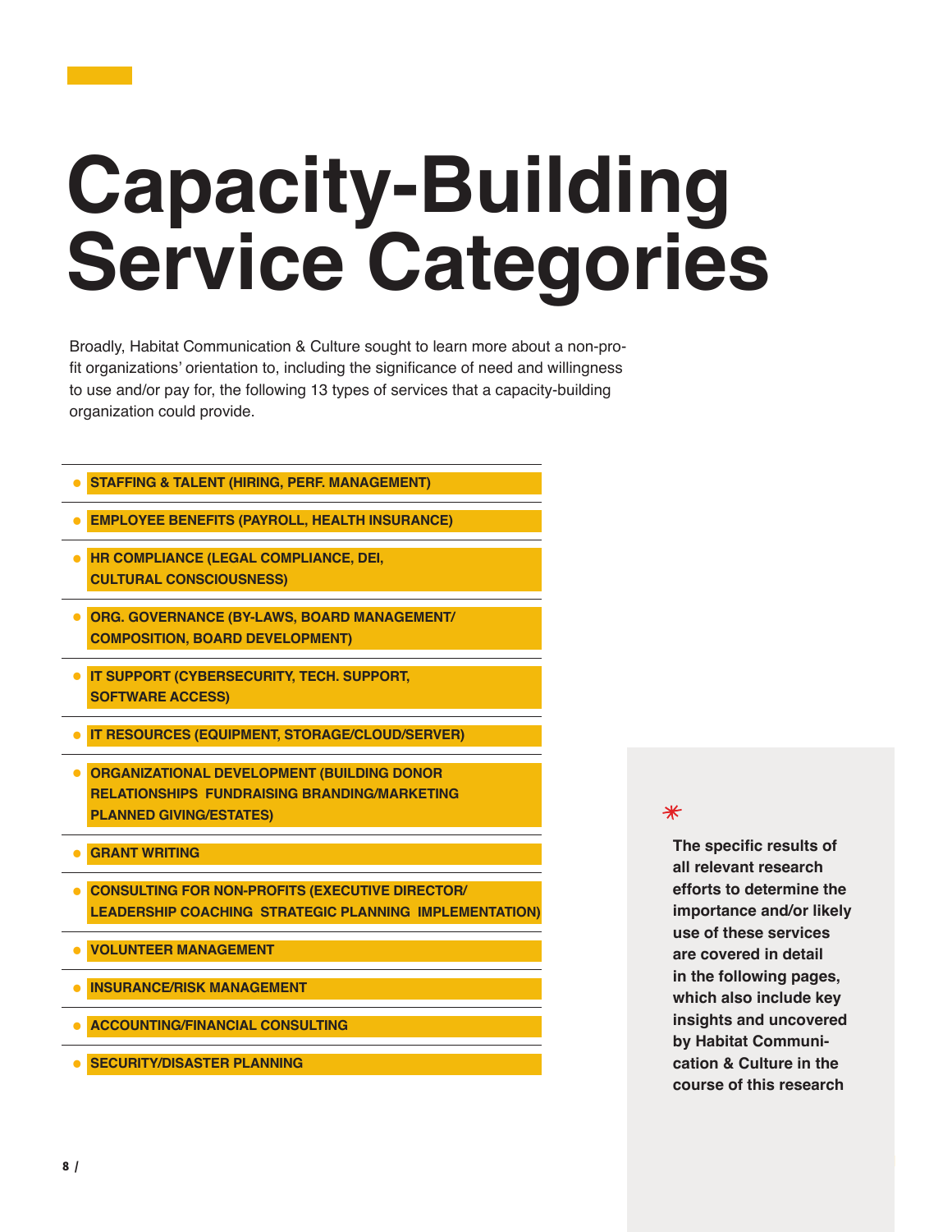# Capacity-Building Service Categories

Broadly, Habitat Communication & Culture sought to learn more about a non-profit organizations' orientation to, including the significance of need and willingness to use and/or pay for, the following 13 types of services that a capacity-building organization could provide.

- **STAFFING & TALENT (HIRING, PERF. MANAGEMENT)**
- **EMPLOYEE BENEFITS (PAYROLL, HEALTH INSURANCE)**
- **HR COMPLIANCE (LEGAL COMPLIANCE, DEI, CULTURAL CONSCIOUSNESS)**
- **ORG. GOVERNANCE (BY-LAWS, BOARD MANAGEMENT/ COMPOSITION, BOARD DEVELOPMENT)**
- **IT SUPPORT (CYBERSECURITY, TECH. SUPPORT, SOFTWARE ACCESS)**
- **IT RESOURCES (EQUIPMENT, STORAGE/CLOUD/SERVER)**
- **ORGANIZATIONAL DEVELOPMENT (BUILDING DONOR RELATIONSHIPS FUNDRAISING BRANDING/MARKETING PLANNED GIVING/ESTATES)**
- **GRANT WRITING**
- **CONSULTING FOR NON-PROFITS (EXECUTIVE DIRECTOR/ LEADERSHIP COACHING STRATEGIC PLANNING IMPLEMENTATION)**
- **VOLUNTEER MANAGEMENT**
- **INSURANCE/RISK MANAGEMENT**
- **ACCOUNTING/FINANCIAL CONSULTING**
- **SECURITY/DISASTER PLANNING**

**The specific results of all relevant research efforts to determine the importance and/or likely use of these services are covered in detail in the following pages, which also include key insights and uncovered by Habitat Communication & Culture in the course of this research**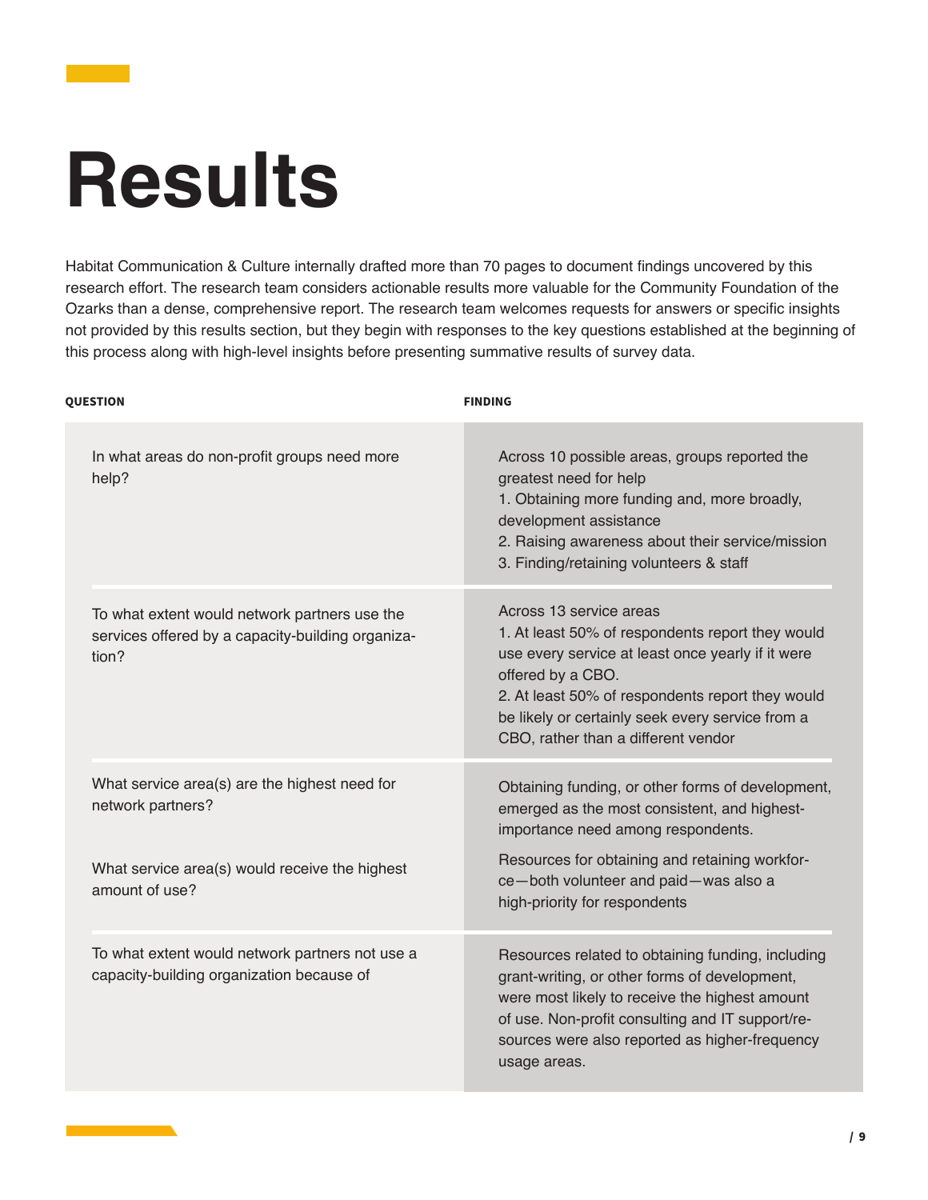# Results

Habitat Communication & Culture internally drafted more than 70 pages to document findings uncovered by this research effort. The research team considers actionable results more valuable for the Community Foundation of the Ozarks than a dense, comprehensive report. The research team welcomes requests for answers or specific insights not provided by this results section, but they begin with responses to the key questions established at the beginning of this process along with high-level insights before presenting summative results of survey data.

| QUESTION | FINDING |
|---|---|
| In what areas do non-profit groups need more help? | Across 10 possible areas, groups reported the greatest need for help<br>1. Obtaining more funding and, more broadly, development assistance<br>2. Raising awareness about their service/mission<br>3. Finding/retaining volunteers & staff |
| To what extent would network partners use the services offered by a capacity-building organization? | Across 13 service areas<br>1. At least 50% of respondents report they would use every service at least once yearly if it were offered by a CBO.<br>2. At least 50% of respondents report they would be likely or certainly seek every service from a CBO, rather than a different vendor |
| What service area(s) are the highest need for network partners?<br><br>What service area(s) would receive the highest amount of use? | Obtaining funding, or other forms of development, emerged as the most consistent, and highest-importance need among respondents.<br><br>Resources for obtaining and retaining workforce—both volunteer and paid—was also a high-priority for respondents |
| To what extent would network partners not use a capacity-building organization because of | Resources related to obtaining funding, including grant-writing, or other forms of development, were most likely to receive the highest amount of use. Non-profit consulting and IT support/resources were also reported as higher-frequency usage areas. |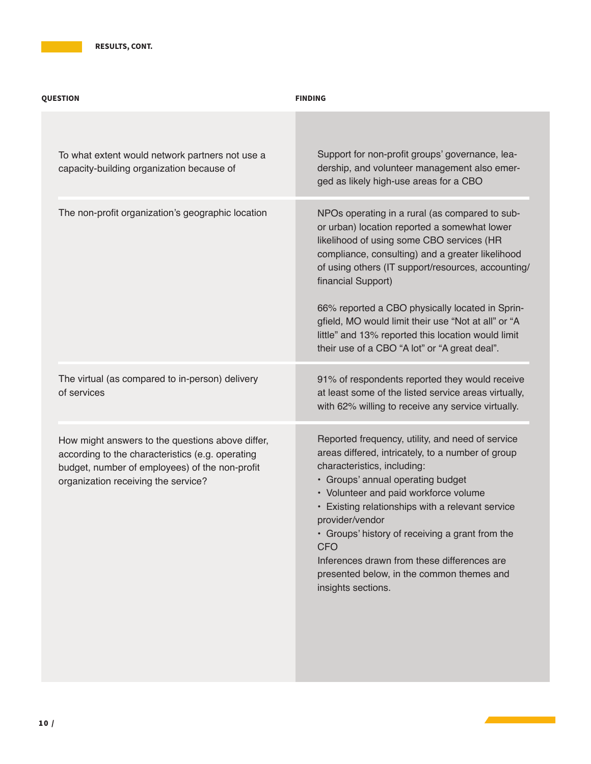**RESULTS, CONT.**

| QUESTION | FINDING |
|---|---|
| To what extent would network partners not use a capacity-building organization because of | Support for non-profit groups' governance, leadership, and volunteer management also emerged as likely high-use areas for a CBO |
| The non-profit organization's geographic location | NPOs operating in a rural (as compared to sub- or urban) location reported a somewhat lower likelihood of using some CBO services (HR compliance, consulting) and a greater likelihood of using others (IT support/resources, accounting/financial Support)<br><br>66% reported a CBO physically located in Springfield, MO would limit their use "Not at all" or "A little" and 13% reported this location would limit their use of a CBO "A lot" or "A great deal". |
| The virtual (as compared to in-person) delivery of services | 91% of respondents reported they would receive at least some of the listed service areas virtually, with 62% willing to receive any service virtually. |
| How might answers to the questions above differ, according to the characteristics (e.g. operating budget, number of employees) of the non-profit organization receiving the service? | Reported frequency, utility, and need of service areas differed, intricately, to a number of group characteristics, including:<br>• Groups' annual operating budget<br>• Volunteer and paid workforce volume<br>• Existing relationships with a relevant service provider/vendor<br>• Groups' history of receiving a grant from the CFO<br>Inferences drawn from these differences are presented below, in the common themes and insights sections. |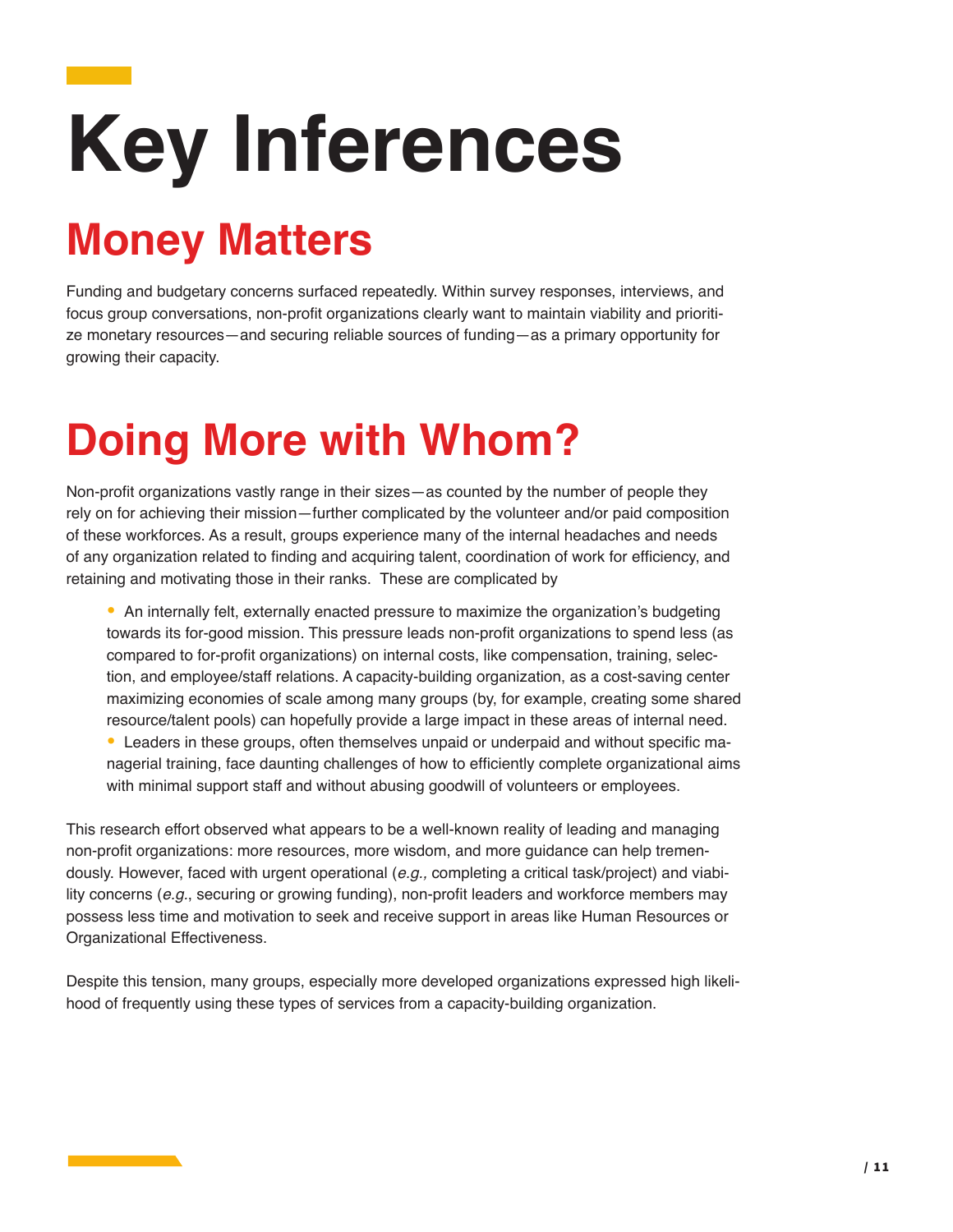# Key Inferences

## Money Matters

Funding and budgetary concerns surfaced repeatedly. Within survey responses, interviews, and focus group conversations, non-profit organizations clearly want to maintain viability and prioritize monetary resources—and securing reliable sources of funding—as a primary opportunity for growing their capacity.

## Doing More with Whom?

Non-profit organizations vastly range in their sizes—as counted by the number of people they rely on for achieving their mission—further complicated by the volunteer and/or paid composition of these workforces. As a result, groups experience many of the internal headaches and needs of any organization related to finding and acquiring talent, coordination of work for efficiency, and retaining and motivating those in their ranks. These are complicated by

- An internally felt, externally enacted pressure to maximize the organization's budgeting towards its for-good mission. This pressure leads non-profit organizations to spend less (as compared to for-profit organizations) on internal costs, like compensation, training, selection, and employee/staff relations. A capacity-building organization, as a cost-saving center maximizing economies of scale among many groups (by, for example, creating some shared resource/talent pools) can hopefully provide a large impact in these areas of internal need.
- Leaders in these groups, often themselves unpaid or underpaid and without specific managerial training, face daunting challenges of how to efficiently complete organizational aims with minimal support staff and without abusing goodwill of volunteers or employees.

This research effort observed what appears to be a well-known reality of leading and managing non-profit organizations: more resources, more wisdom, and more guidance can help tremendously. However, faced with urgent operational (*e.g.,* completing a critical task/project) and viability concerns (*e.g.*, securing or growing funding), non-profit leaders and workforce members may possess less time and motivation to seek and receive support in areas like Human Resources or Organizational Effectiveness.

Despite this tension, many groups, especially more developed organizations expressed high likelihood of frequently using these types of services from a capacity-building organization.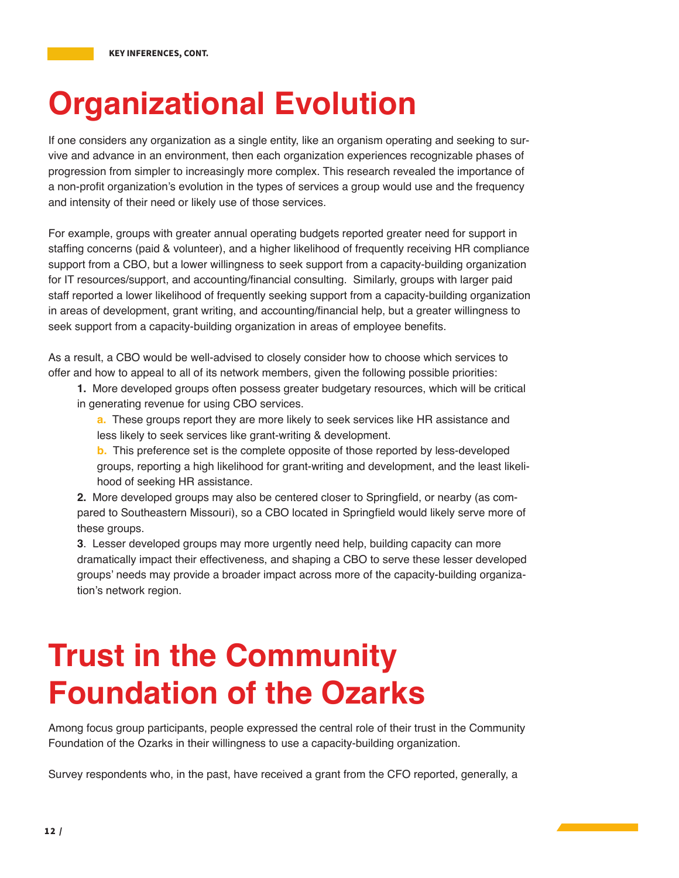KEY INFERENCES, CONT.

# Organizational Evolution

If one considers any organization as a single entity, like an organism operating and seeking to survive and advance in an environment, then each organization experiences recognizable phases of progression from simpler to increasingly more complex. This research revealed the importance of a non-profit organization's evolution in the types of services a group would use and the frequency and intensity of their need or likely use of those services.

For example, groups with greater annual operating budgets reported greater need for support in staffing concerns (paid & volunteer), and a higher likelihood of frequently receiving HR compliance support from a CBO, but a lower willingness to seek support from a capacity-building organization for IT resources/support, and accounting/financial consulting. Similarly, groups with larger paid staff reported a lower likelihood of frequently seeking support from a capacity-building organization in areas of development, grant writing, and accounting/financial help, but a greater willingness to seek support from a capacity-building organization in areas of employee benefits.

As a result, a CBO would be well-advised to closely consider how to choose which services to offer and how to appeal to all of its network members, given the following possible priorities:

1. More developed groups often possess greater budgetary resources, which will be critical in generating revenue for using CBO services.
    a. These groups report they are more likely to seek services like HR assistance and less likely to seek services like grant-writing & development.
    b. This preference set is the complete opposite of those reported by less-developed groups, reporting a high likelihood for grant-writing and development, and the least likelihood of seeking HR assistance.
2. More developed groups may also be centered closer to Springfield, or nearby (as compared to Southeastern Missouri), so a CBO located in Springfield would likely serve more of these groups.
3. Lesser developed groups may more urgently need help, building capacity can more dramatically impact their effectiveness, and shaping a CBO to serve these lesser developed groups' needs may provide a broader impact across more of the capacity-building organization's network region.

# Trust in the Community Foundation of the Ozarks

Among focus group participants, people expressed the central role of their trust in the Community Foundation of the Ozarks in their willingness to use a capacity-building organization.

Survey respondents who, in the past, have received a grant from the CFO reported, generally, a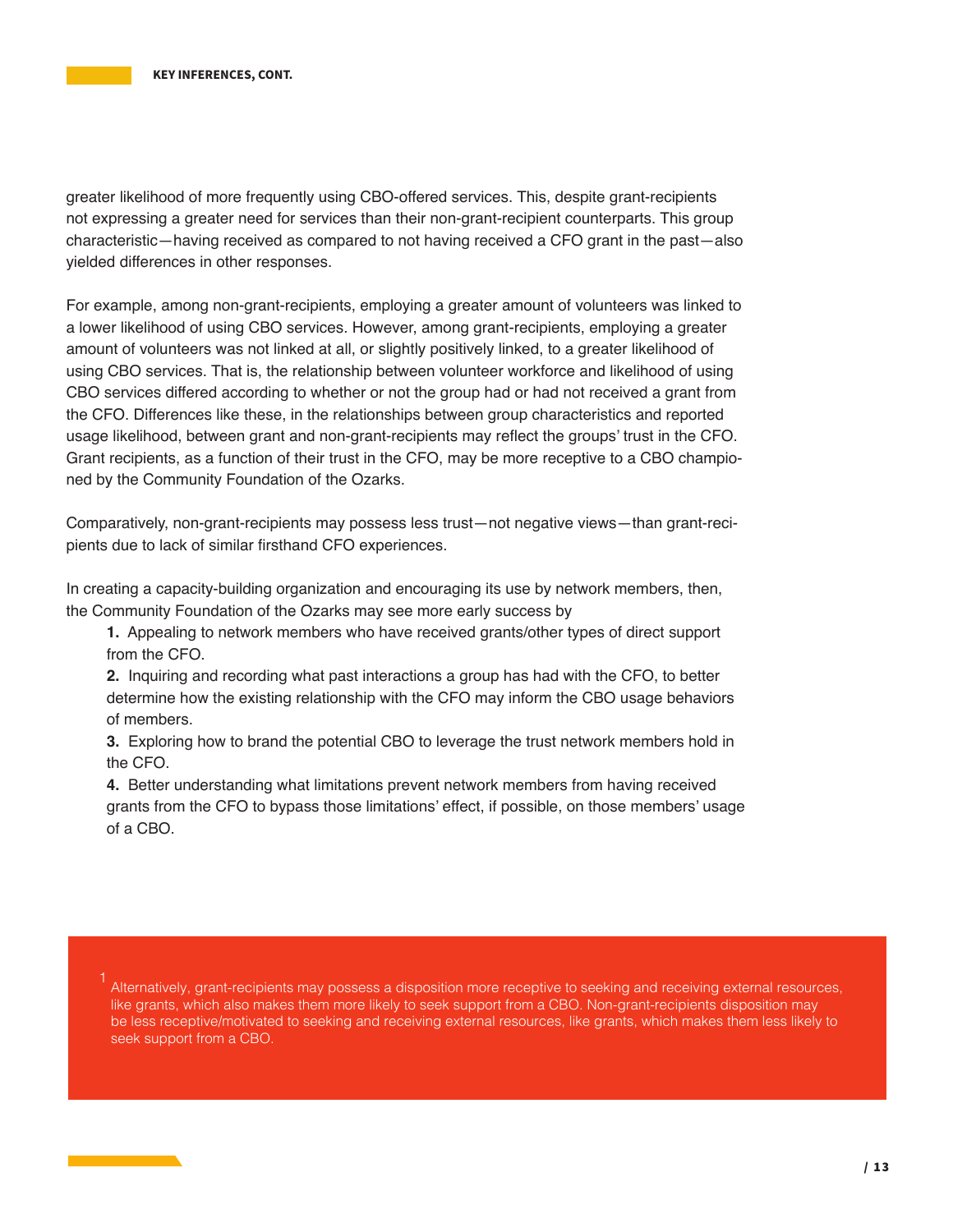greater likelihood of more frequently using CBO-offered services. This, despite grant-recipients not expressing a greater need for services than their non-grant-recipient counterparts. This group characteristic—having received as compared to not having received a CFO grant in the past—also yielded differences in other responses.

For example, among non-grant-recipients, employing a greater amount of volunteers was linked to a lower likelihood of using CBO services. However, among grant-recipients, employing a greater amount of volunteers was not linked at all, or slightly positively linked, to a greater likelihood of using CBO services. That is, the relationship between volunteer workforce and likelihood of using CBO services differed according to whether or not the group had or had not received a grant from the CFO. Differences like these, in the relationships between group characteristics and reported usage likelihood, between grant and non-grant-recipients may reflect the groups' trust in the CFO. Grant recipients, as a function of their trust in the CFO, may be more receptive to a CBO championed by the Community Foundation of the Ozarks.

Comparatively, non-grant-recipients may possess less trust—not negative views—than grant-recipients due to lack of similar firsthand CFO experiences.

In creating a capacity-building organization and encouraging its use by network members, then, the Community Foundation of the Ozarks may see more early success by

1. Appealing to network members who have received grants/other types of direct support from the CFO.
2. Inquiring and recording what past interactions a group has had with the CFO, to better determine how the existing relationship with the CFO may inform the CBO usage behaviors of members.
3. Exploring how to brand the potential CBO to leverage the trust network members hold in the CFO.
4. Better understanding what limitations prevent network members from having received grants from the CFO to bypass those limitations' effect, if possible, on those members' usage of a CBO.

[1] Alternatively, grant-recipients may possess a disposition more receptive to seeking and receiving external resources, like grants, which also makes them more likely to seek support from a CBO. Non-grant-recipients disposition may be less receptive/motivated to seeking and receiving external resources, like grants, which makes them less likely to seek support from a CBO.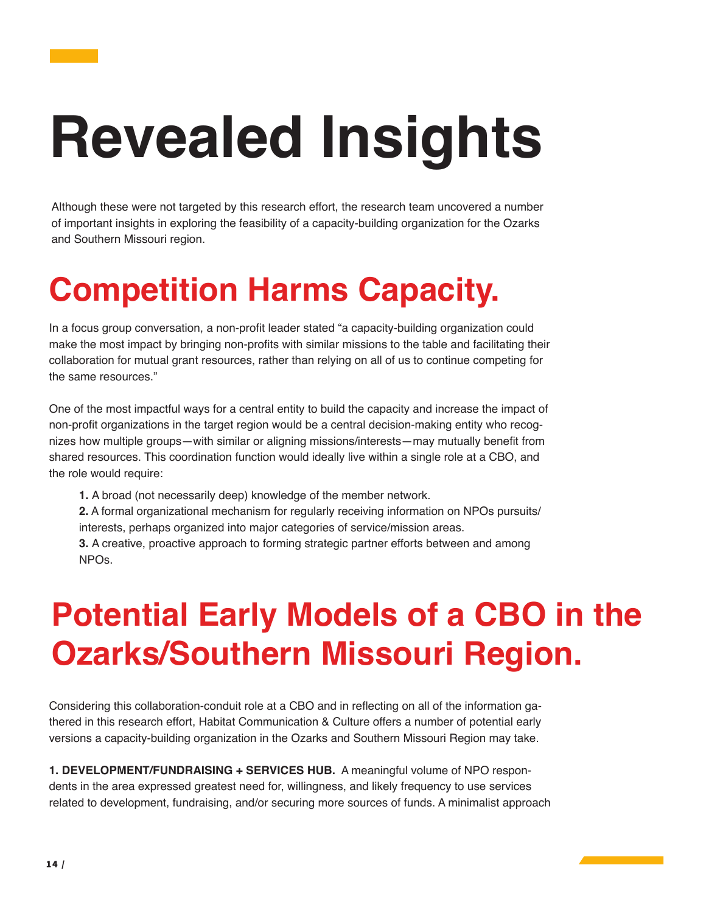# Revealed Insights

Although these were not targeted by this research effort, the research team uncovered a number of important insights in exploring the feasibility of a capacity-building organization for the Ozarks and Southern Missouri region.

## Competition Harms Capacity.

In a focus group conversation, a non-profit leader stated "a capacity-building organization could make the most impact by bringing non-profits with similar missions to the table and facilitating their collaboration for mutual grant resources, rather than relying on all of us to continue competing for the same resources."

One of the most impactful ways for a central entity to build the capacity and increase the impact of non-profit organizations in the target region would be a central decision-making entity who recognizes how multiple groups—with similar or aligning missions/interests—may mutually benefit from shared resources. This coordination function would ideally live within a single role at a CBO, and the role would require:

1. A broad (not necessarily deep) knowledge of the member network.
2. A formal organizational mechanism for regularly receiving information on NPOs pursuits/ interests, perhaps organized into major categories of service/mission areas.
3. A creative, proactive approach to forming strategic partner efforts between and among NPOs.

## Potential Early Models of a CBO in the Ozarks/Southern Missouri Region.

Considering this collaboration-conduit role at a CBO and in reflecting on all of the information gathered in this research effort, Habitat Communication & Culture offers a number of potential early versions a capacity-building organization in the Ozarks and Southern Missouri Region may take.

**1. DEVELOPMENT/FUNDRAISING + SERVICES HUB.** A meaningful volume of NPO respondents in the area expressed greatest need for, willingness, and likely frequency to use services related to development, fundraising, and/or securing more sources of funds. A minimalist approach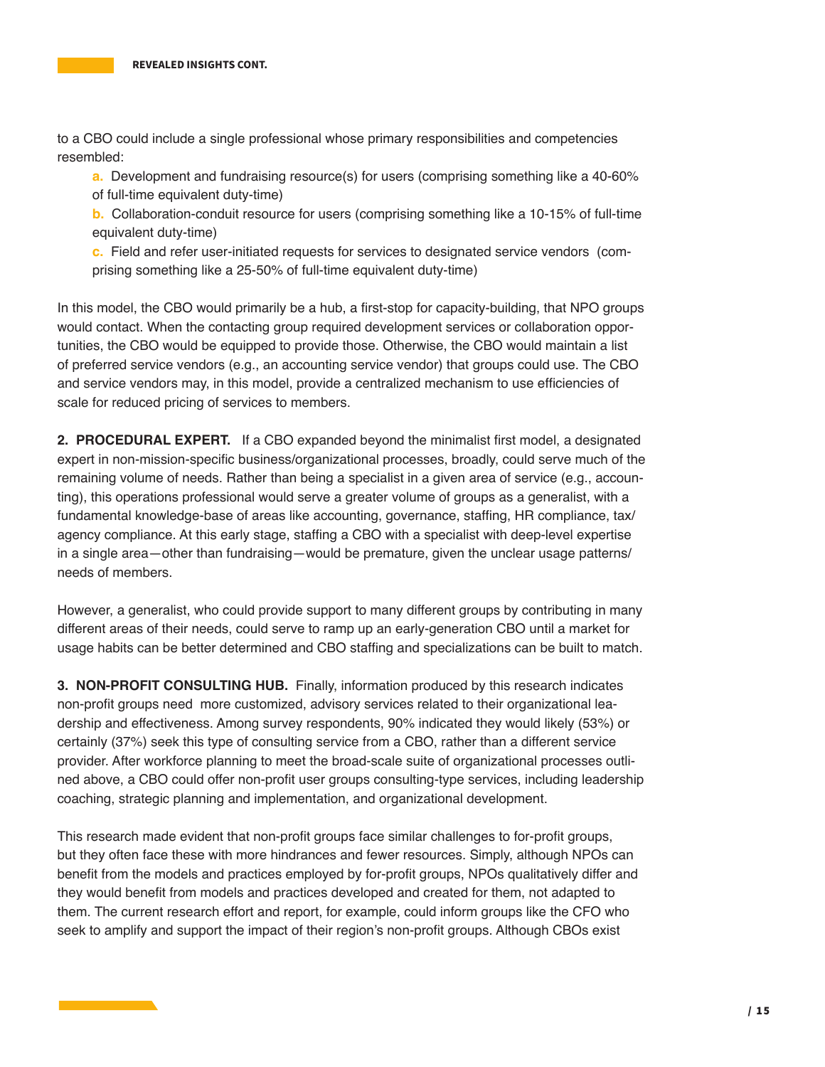to a CBO could include a single professional whose primary responsibilities and competencies resembled:

- **a.** Development and fundraising resource(s) for users (comprising something like a 40-60% of full-time equivalent duty-time)
- **b.** Collaboration-conduit resource for users (comprising something like a 10-15% of full-time equivalent duty-time)
- **c.** Field and refer user-initiated requests for services to designated service vendors (comprising something like a 25-50% of full-time equivalent duty-time)

In this model, the CBO would primarily be a hub, a first-stop for capacity-building, that NPO groups would contact. When the contacting group required development services or collaboration opportunities, the CBO would be equipped to provide those. Otherwise, the CBO would maintain a list of preferred service vendors (e.g., an accounting service vendor) that groups could use. The CBO and service vendors may, in this model, provide a centralized mechanism to use efficiencies of scale for reduced pricing of services to members.

**2. PROCEDURAL EXPERT.** If a CBO expanded beyond the minimalist first model, a designated expert in non-mission-specific business/organizational processes, broadly, could serve much of the remaining volume of needs. Rather than being a specialist in a given area of service (e.g., accounting), this operations professional would serve a greater volume of groups as a generalist, with a fundamental knowledge-base of areas like accounting, governance, staffing, HR compliance, tax/agency compliance. At this early stage, staffing a CBO with a specialist with deep-level expertise in a single area—other than fundraising—would be premature, given the unclear usage patterns/needs of members.

However, a generalist, who could provide support to many different groups by contributing in many different areas of their needs, could serve to ramp up an early-generation CBO until a market for usage habits can be better determined and CBO staffing and specializations can be built to match.

**3. NON-PROFIT CONSULTING HUB.** Finally, information produced by this research indicates non-profit groups need more customized, advisory services related to their organizational leadership and effectiveness. Among survey respondents, 90% indicated they would likely (53%) or certainly (37%) seek this type of consulting service from a CBO, rather than a different service provider. After workforce planning to meet the broad-scale suite of organizational processes outlined above, a CBO could offer non-profit user groups consulting-type services, including leadership coaching, strategic planning and implementation, and organizational development.

This research made evident that non-profit groups face similar challenges to for-profit groups, but they often face these with more hindrances and fewer resources. Simply, although NPOs can benefit from the models and practices employed by for-profit groups, NPOs qualitatively differ and they would benefit from models and practices developed and created for them, not adapted to them. The current research effort and report, for example, could inform groups like the CFO who seek to amplify and support the impact of their region's non-profit groups. Although CBOs exist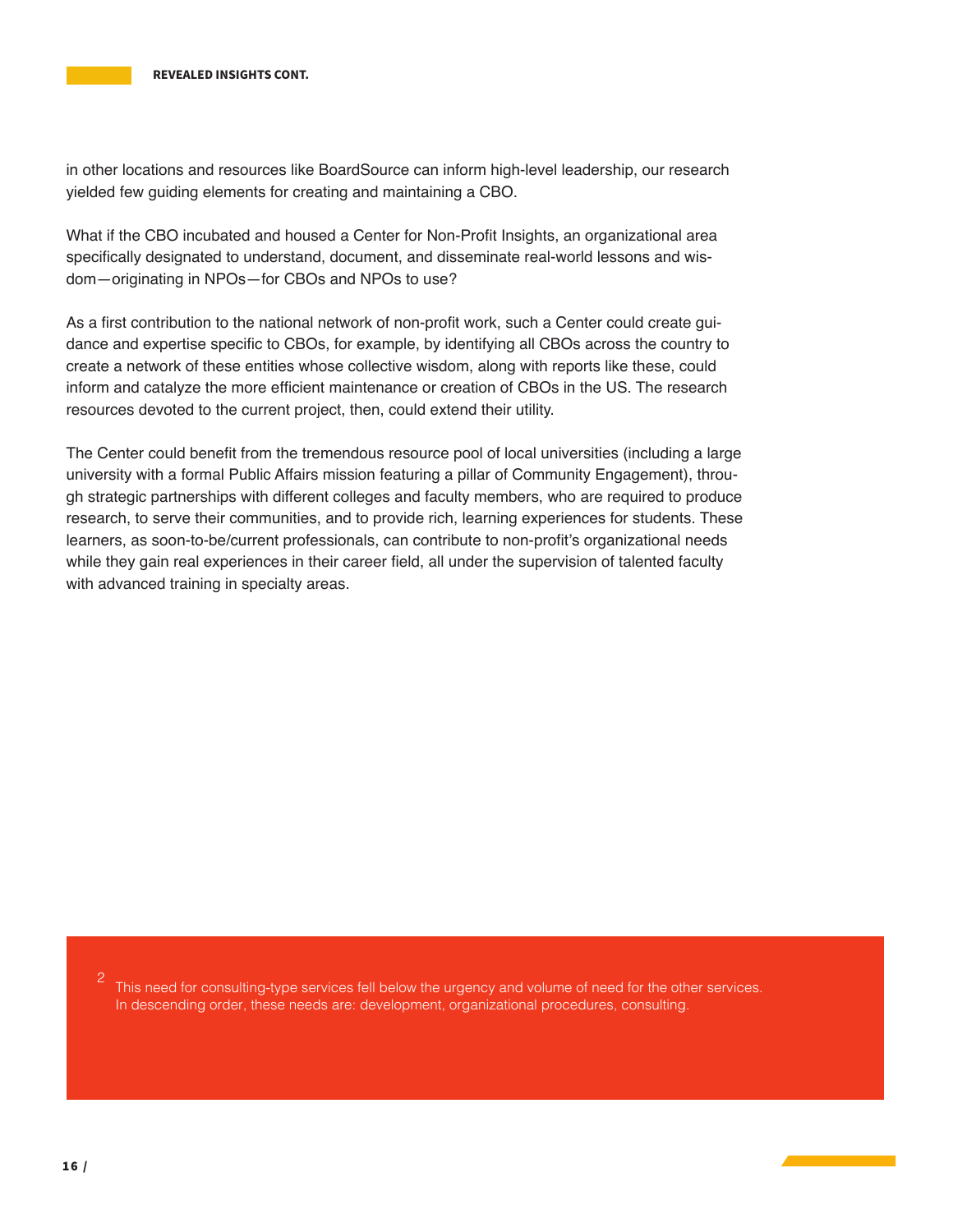in other locations and resources like BoardSource can inform high-level leadership, our research yielded few guiding elements for creating and maintaining a CBO.

What if the CBO incubated and housed a Center for Non-Profit Insights, an organizational area specifically designated to understand, document, and disseminate real-world lessons and wisdom—originating in NPOs—for CBOs and NPOs to use?

As a first contribution to the national network of non-profit work, such a Center could create guidance and expertise specific to CBOs, for example, by identifying all CBOs across the country to create a network of these entities whose collective wisdom, along with reports like these, could inform and catalyze the more efficient maintenance or creation of CBOs in the US. The research resources devoted to the current project, then, could extend their utility.

The Center could benefit from the tremendous resource pool of local universities (including a large university with a formal Public Affairs mission featuring a pillar of Community Engagement), through strategic partnerships with different colleges and faculty members, who are required to produce research, to serve their communities, and to provide rich, learning experiences for students. These learners, as soon-to-be/current professionals, can contribute to non-profit's organizational needs while they gain real experiences in their career field, all under the supervision of talented faculty with advanced training in specialty areas.

[2] This need for consulting-type services fell below the urgency and volume of need for the other services. In descending order, these needs are: development, organizational procedures, consulting.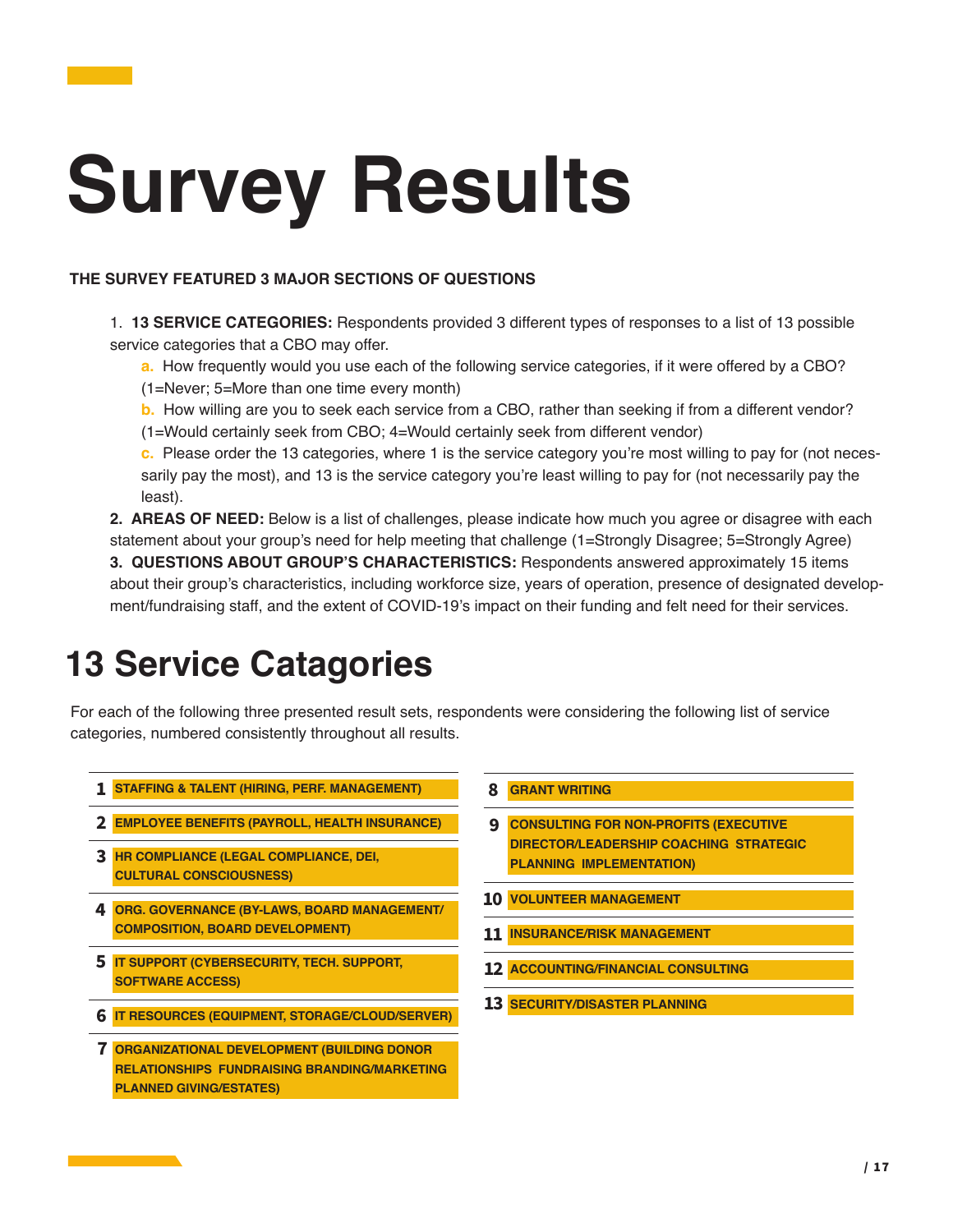# Survey Results

**THE SURVEY FEATURED 3 MAJOR SECTIONS OF QUESTIONS**

1. **13 SERVICE CATEGORIES:** Respondents provided 3 different types of responses to a list of 13 possible service categories that a CBO may offer.
   - **a.** How frequently would you use each of the following service categories, if it were offered by a CBO? (1=Never; 5=More than one time every month)
   - **b.** How willing are you to seek each service from a CBO, rather than seeking if from a different vendor? (1=Would certainly seek from CBO; 4=Would certainly seek from different vendor)
   - **c.** Please order the 13 categories, where 1 is the service category you're most willing to pay for (not necessarily pay the most), and 13 is the service category you're least willing to pay for (not necessarily pay the least).

2. **AREAS OF NEED:** Below is a list of challenges, please indicate how much you agree or disagree with each statement about your group's need for help meeting that challenge (1=Strongly Disagree; 5=Strongly Agree)

3. **QUESTIONS ABOUT GROUP'S CHARACTERISTICS:** Respondents answered approximately 15 items about their group's characteristics, including workforce size, years of operation, presence of designated development/fundraising staff, and the extent of COVID-19's impact on their funding and felt need for their services.

## 13 Service Catagories

For each of the following three presented result sets, respondents were considering the following list of service categories, numbered consistently throughout all results.

1. **STAFFING & TALENT (HIRING, PERF. MANAGEMENT)**
2. **EMPLOYEE BENEFITS (PAYROLL, HEALTH INSURANCE)**
3. **HR COMPLIANCE (LEGAL COMPLIANCE, DEI, CULTURAL CONSCIOUSNESS)**
4. **ORG. GOVERNANCE (BY-LAWS, BOARD MANAGEMENT/ COMPOSITION, BOARD DEVELOPMENT)**
5. **IT SUPPORT (CYBERSECURITY, TECH. SUPPORT, SOFTWARE ACCESS)**
6. **IT RESOURCES (EQUIPMENT, STORAGE/CLOUD/SERVER)**
7. **ORGANIZATIONAL DEVELOPMENT (BUILDING DONOR RELATIONSHIPS FUNDRAISING BRANDING/MARKETING PLANNED GIVING/ESTATES)**
8. **GRANT WRITING**
9. **CONSULTING FOR NON-PROFITS (EXECUTIVE DIRECTOR/LEADERSHIP COACHING STRATEGIC PLANNING IMPLEMENTATION)**
10. **VOLUNTEER MANAGEMENT**
11. **INSURANCE/RISK MANAGEMENT**
12. **ACCOUNTING/FINANCIAL CONSULTING**
13. **SECURITY/DISASTER PLANNING**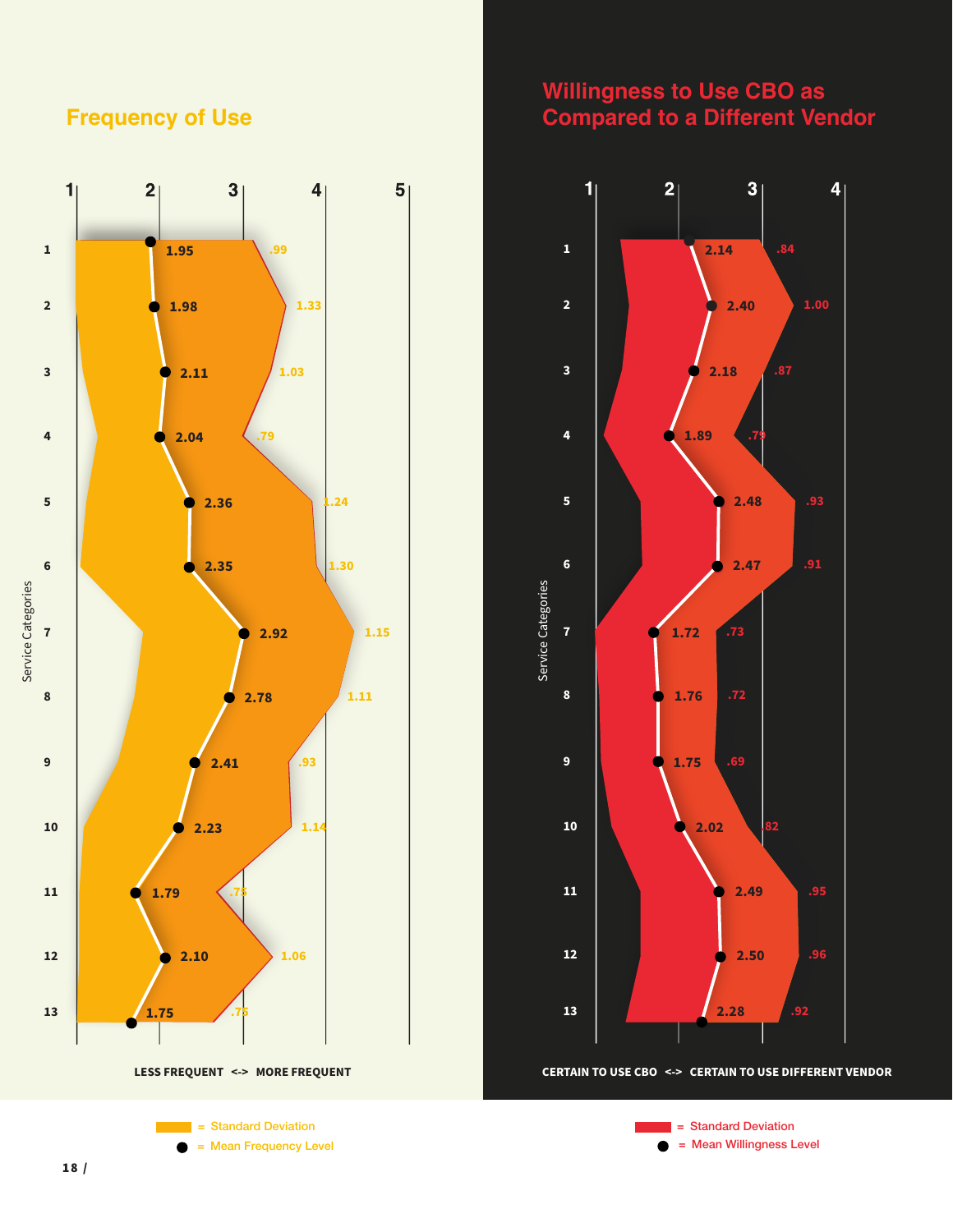## Frequency of Use

| Service Categories | Mean Frequency Level | Standard Deviation |
|---|---|---|
| 1 | 1.95 | .99 |
| 2 | 1.98 | 1.33 |
| 3 | 2.11 | 1.03 |
| 4 | 2.04 | .79 |
| 5 | 2.36 | 1.24 |
| 6 | 2.35 | 1.30 |
| 7 | 2.92 | 1.15 |
| 8 | 2.78 | 1.11 |
| 9 | 2.41 | .93 |
| 10 | 2.23 | 1.14 |
| 11 | 1.79 | .75 |
| 12 | 2.10 | 1.06 |
| 13 | 1.75 | .75 |

Scale: 1–5. LESS FREQUENT <-> MORE FREQUENT

■ = Standard Deviation
● = Mean Frequency Level

## Willingness to Use CBO as Compared to a Different Vendor

| Service Categories | Mean Willingness Level | Standard Deviation |
|---|---|---|
| 1 | 2.14 | .84 |
| 2 | 2.40 | 1.00 |
| 3 | 2.18 | .87 |
| 4 | 1.89 | .79 |
| 5 | 2.48 | .93 |
| 6 | 2.47 | .91 |
| 7 | 1.72 | .73 |
| 8 | 1.76 | .72 |
| 9 | 1.75 | .69 |
| 10 | 2.02 | .82 |
| 11 | 2.49 | .95 |
| 12 | 2.50 | .96 |
| 13 | 2.28 | .92 |

Scale: 1–4. CERTAIN TO USE CBO <-> CERTAIN TO USE DIFFERENT VENDOR

■ = Standard Deviation
● = Mean Willingness Level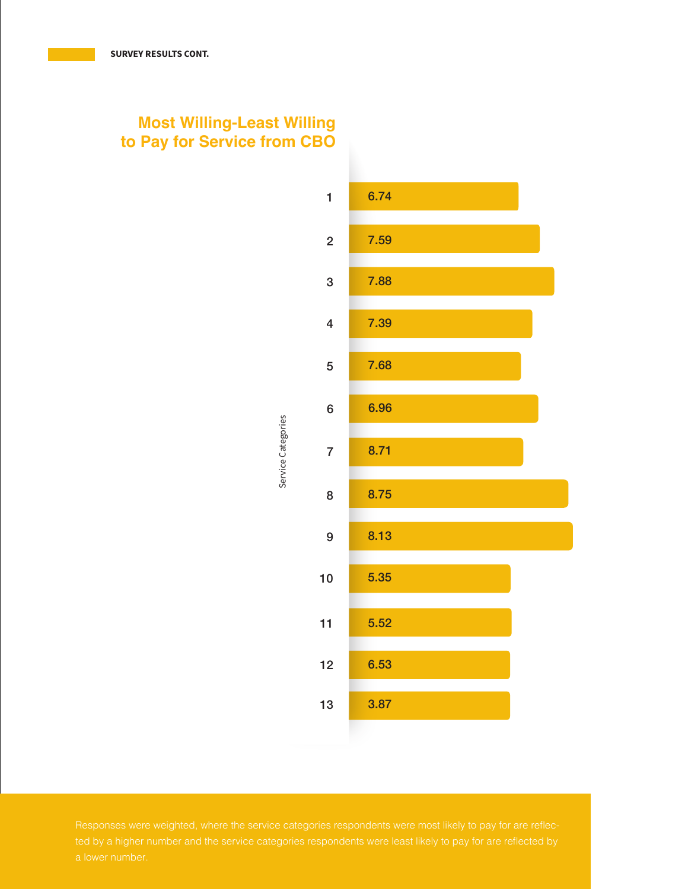## Most Willing-Least Willing to Pay for Service from CBO

| Service Categories | Score |
|---|---|
| 1 | 6.74 |
| 2 | 7.59 |
| 3 | 7.88 |
| 4 | 7.39 |
| 5 | 7.68 |
| 6 | 6.96 |
| 7 | 8.71 |
| 8 | 8.75 |
| 9 | 8.13 |
| 10 | 5.35 |
| 11 | 5.52 |
| 12 | 6.53 |
| 13 | 3.87 |

Responses were weighted, where the service categories respondents were most likely to pay for are reflected by a higher number and the service categories respondents were least likely to pay for are reflected by a lower number.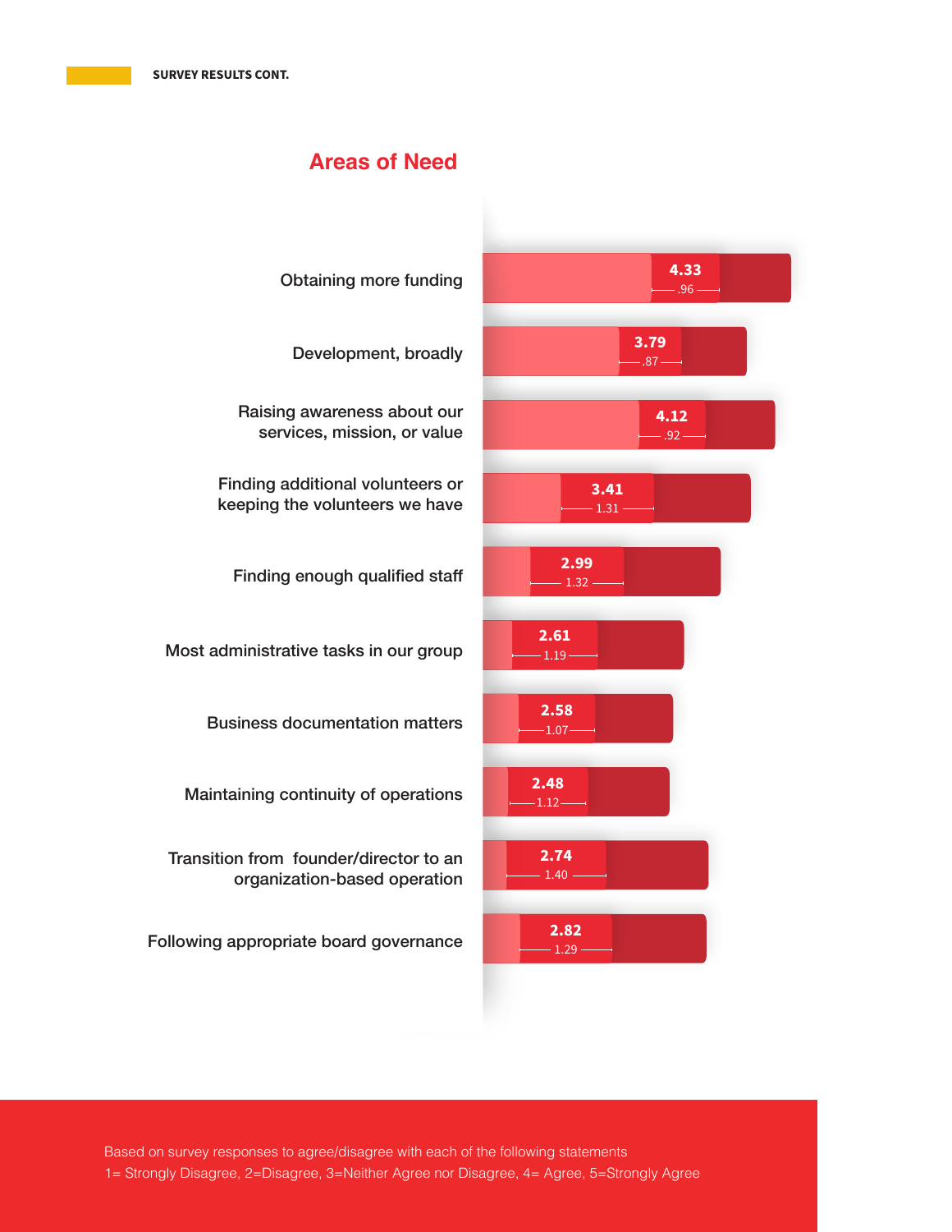## Areas of Need

| Area | Mean | SD |
|---|---|---|
| Obtaining more funding | 4.33 | .96 |
| Development, broadly | 3.79 | .87 |
| Raising awareness about our services, mission, or value | 4.12 | .92 |
| Finding additional volunteers or keeping the volunteers we have | 3.41 | 1.31 |
| Finding enough qualified staff | 2.99 | 1.32 |
| Most administrative tasks in our group | 2.61 | 1.19 |
| Business documentation matters | 2.58 | 1.07 |
| Maintaining continuity of operations | 2.48 | 1.12 |
| Transition from founder/director to an organization-based operation | 2.74 | 1.40 |
| Following appropriate board governance | 2.82 | 1.29 |

Based on survey responses to agree/disagree with each of the following statements
1= Strongly Disagree, 2=Disagree, 3=Neither Agree nor Disagree, 4= Agree, 5=Strongly Agree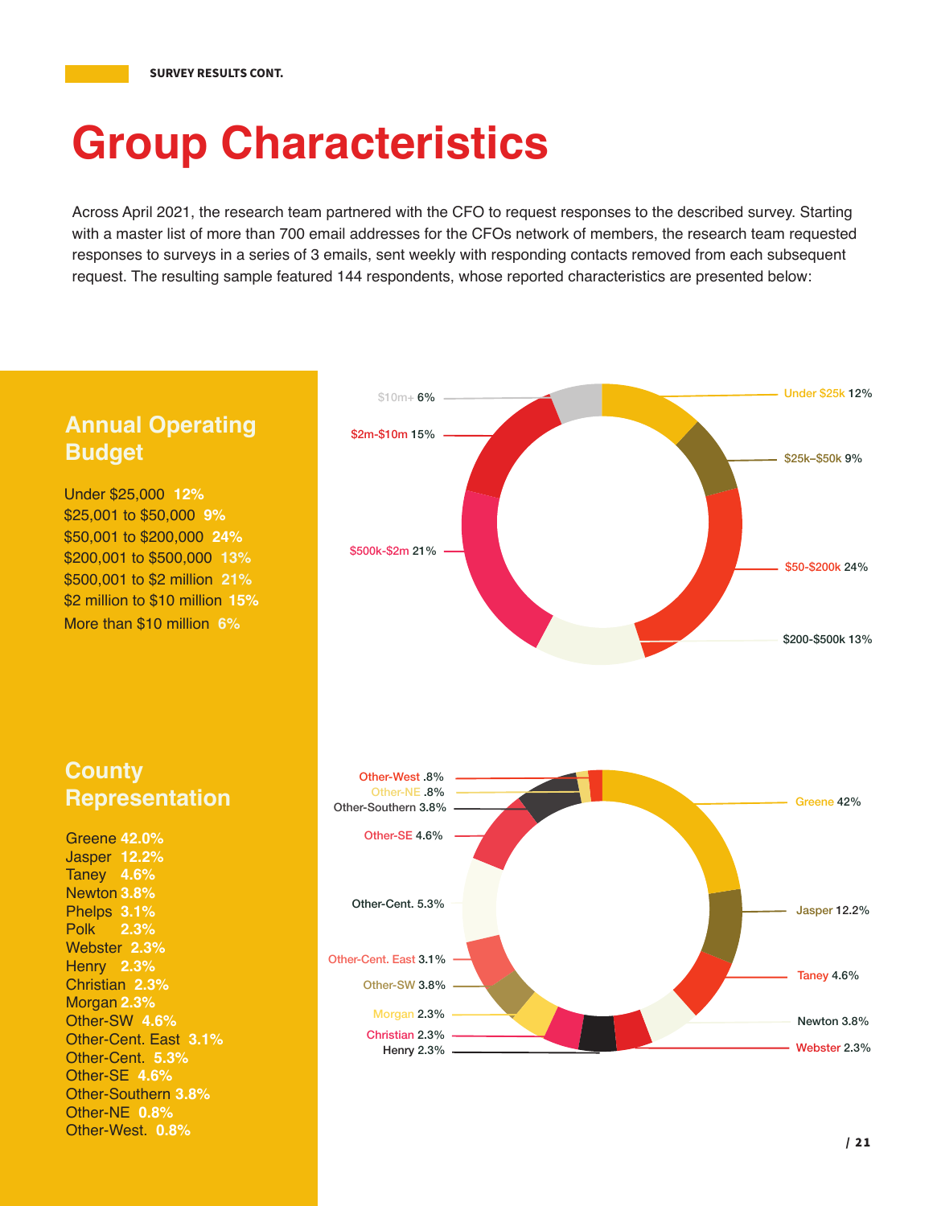SURVEY RESULTS CONT.

# Group Characteristics

Across April 2021, the research team partnered with the CFO to request responses to the described survey. Starting with a master list of more than 700 email addresses for the CFOs network of members, the research team requested responses to surveys in a series of 3 emails, sent weekly with responding contacts removed from each subsequent request. The resulting sample featured 144 respondents, whose reported characteristics are presented below:

## Annual Operating Budget

Under $25,000 **12%**
$25,001 to $50,000 **9%**
$50,001 to $200,000 **24%**
$200,001 to $500,000 **13%**
$500,001 to $2 million **21%**
$2 million to $10 million **15%**
More than $10 million **6%**

$10m+ 6%
$2m-$10m 15%
$500k-$2m 21%
Under $25k 12%
$25k–$50k 9%
$50-$200k 24%
$200-$500k 13%

## County Representation

Greene **42.0%**
Jasper **12.2%**
Taney **4.6%**
Newton **3.8%**
Phelps **3.1%**
Polk **2.3%**
Webster **2.3%**
Henry **2.3%**
Christian **2.3%**
Morgan **2.3%**
Other-SW **4.6%**
Other-Cent. East **3.1%**
Other-Cent. **5.3%**
Other-SE **4.6%**
Other-Southern **3.8%**
Other-NE **0.8%**
Other-West. **0.8%**

Other-West .8%
Other-NE .8%
Other-Southern 3.8%
Other-SE 4.6%
Other-Cent. 5.3%
Other-Cent. East 3.1%
Other-SW 3.8%
Morgan 2.3%
Christian 2.3%
Henry 2.3%
Greene 42%
Jasper 12.2%
Taney 4.6%
Newton 3.8%
Webster 2.3%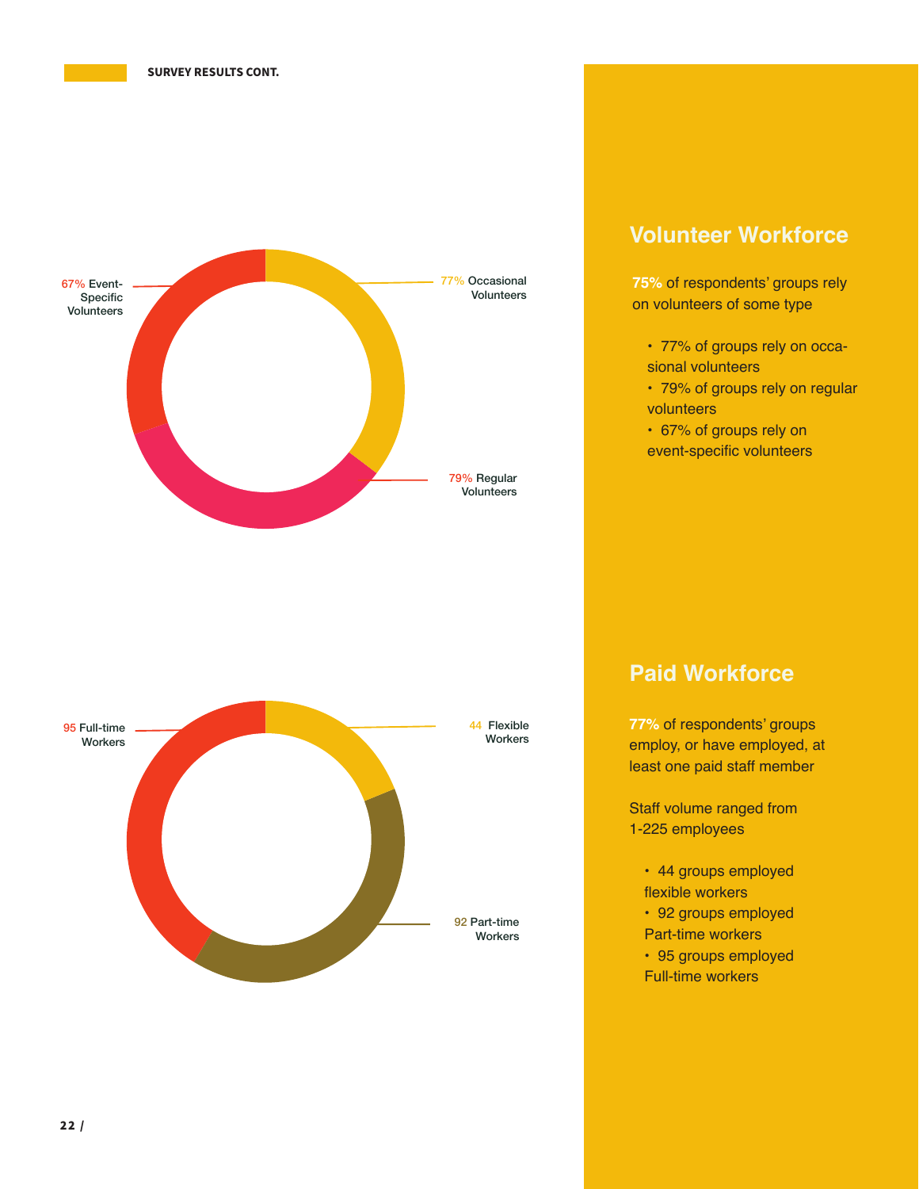SURVEY RESULTS CONT.

67% Event-Specific Volunteers

77% Occasional Volunteers

79% Regular Volunteers

95 Full-time Workers

44 Flexible Workers

92 Part-time Workers

## Volunteer Workforce

**75%** of respondents' groups rely on volunteers of some type

- 77% of groups rely on occasional volunteers
- 79% of groups rely on regular volunteers
- 67% of groups rely on event-specific volunteers

## Paid Workforce

**77%** of respondents' groups employ, or have employed, at least one paid staff member

Staff volume ranged from 1-225 employees

- 44 groups employed flexible workers
- 92 groups employed Part-time workers
- 95 groups employed Full-time workers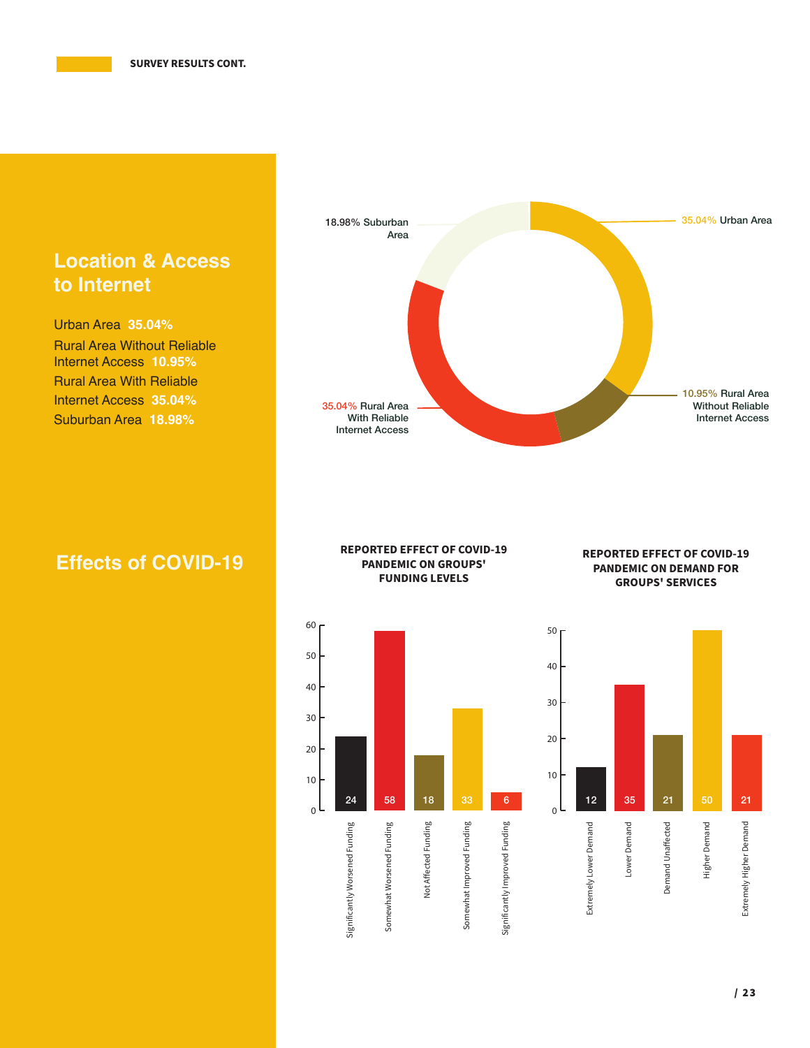## Location & Access to Internet

Urban Area **35.04%**
Rural Area Without Reliable Internet Access **10.95%**
Rural Area With Reliable Internet Access **35.04%**
Suburban Area **18.98%**

| Location | Percentage |
|---|---|
| Urban Area | 35.04% |
| Rural Area Without Reliable Internet Access | 10.95% |
| Rural Area With Reliable Internet Access | 35.04% |
| Suburban Area | 18.98% |

## Effects of COVID-19

**REPORTED EFFECT OF COVID-19 PANDEMIC ON GROUPS' FUNDING LEVELS**

| Response | Count |
|---|---|
| Significantly Worsened Funding | 24 |
| Somewhat Worsened Funding | 58 |
| Not Affected Funding | 18 |
| Somewhat Improved Funding | 33 |
| Significantly Improved Funding | 6 |

**REPORTED EFFECT OF COVID-19 PANDEMIC ON DEMAND FOR GROUPS' SERVICES**

| Response | Count |
|---|---|
| Extremely Lower Demand | 12 |
| Lower Demand | 35 |
| Demand Unaffected | 21 |
| Higher Demand | 50 |
| Extremely Higher Demand | 21 |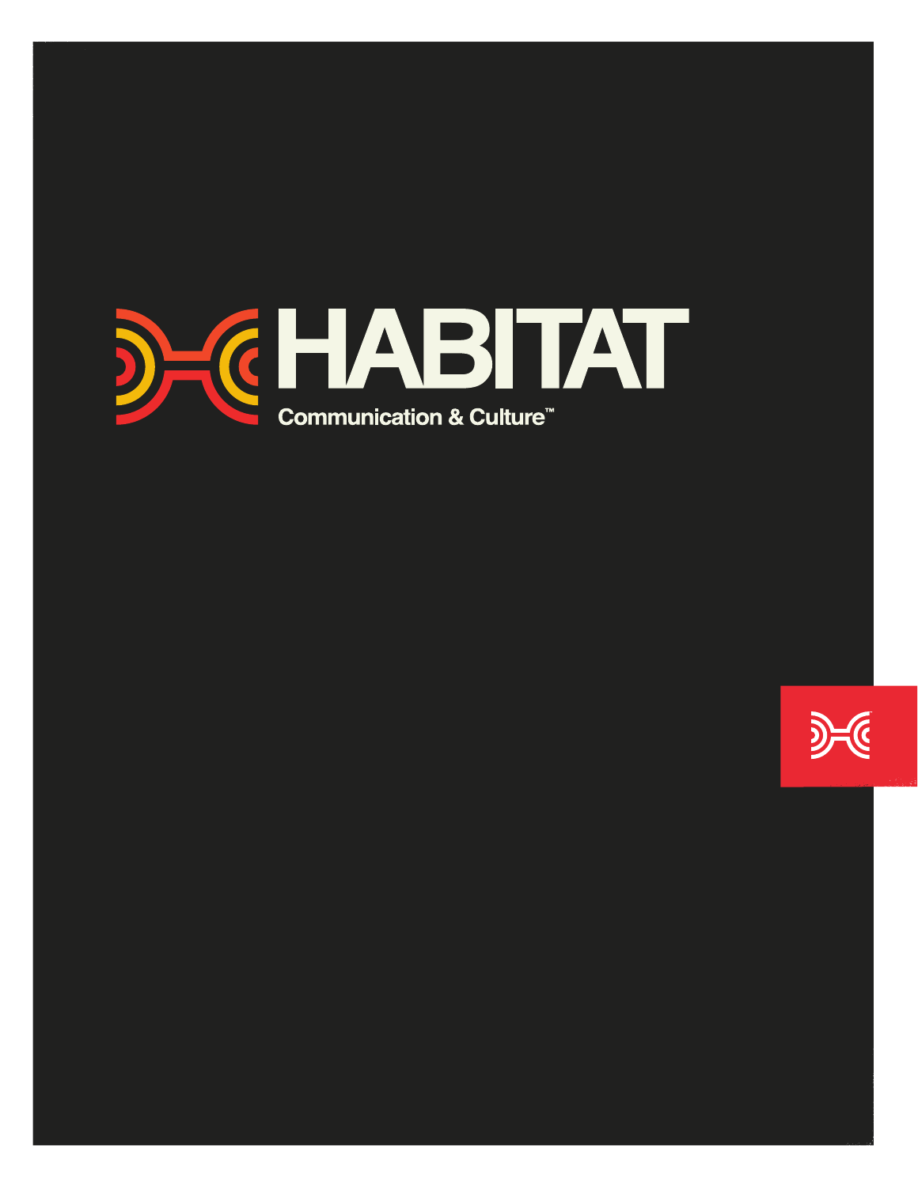# HABITAT

Communication & Culture™